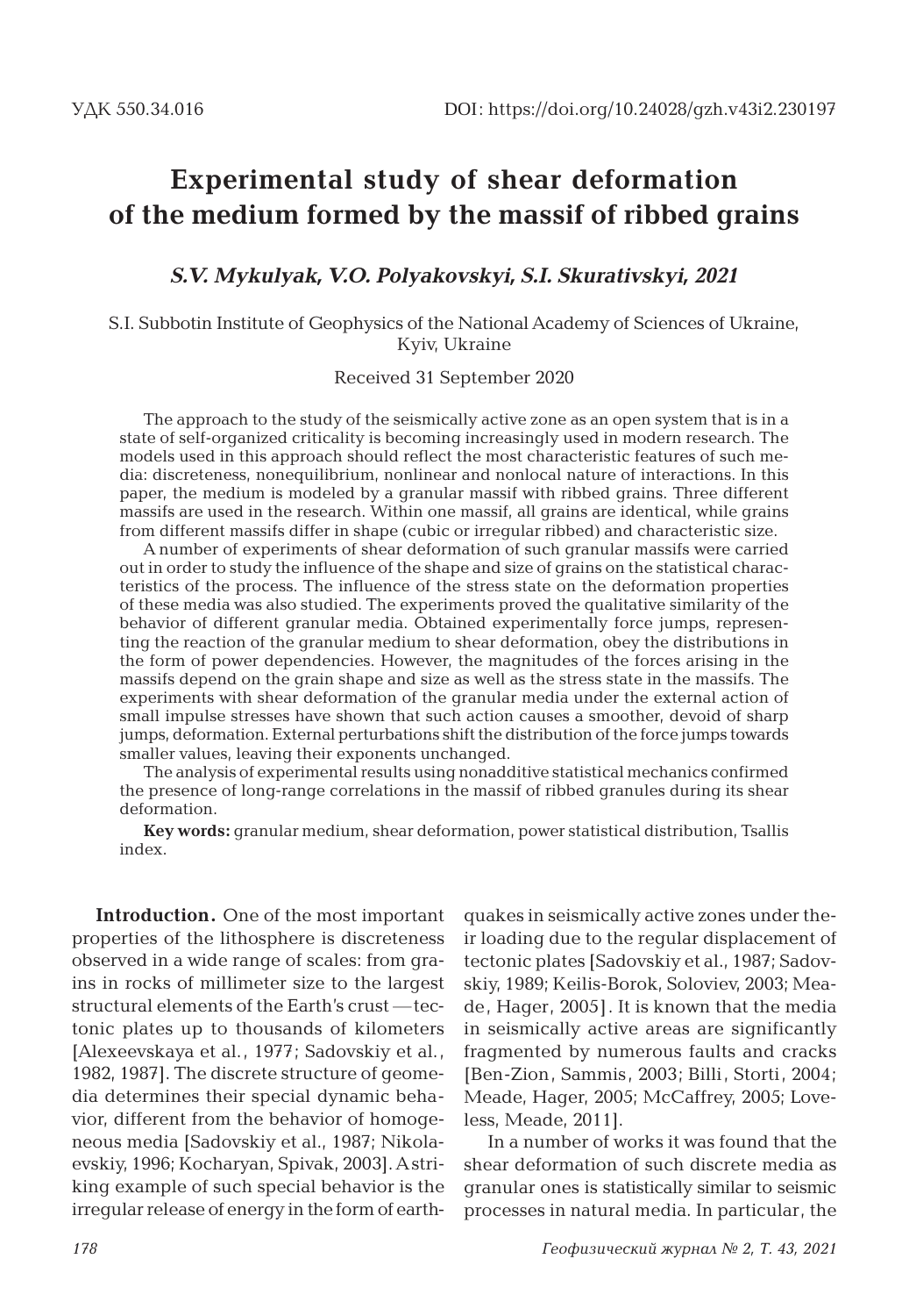УДК 550.34.016

DOI: https://doi.org/10.24028/gzh.v43i2.230197

# Experimental study of shear deformation of the medium formed by the massif of ribbed grains

***S.V. Mykulyak, V.O. Polyakovskyi, S.I. Skurativskyi, 2021***

S.I. Subbotin Institute of Geophysics of the National Academy of Sciences of Ukraine, Kyiv, Ukraine

Received 31 September 2020

The approach to the study of the seismically active zone as an open system that is in a state of self-organized criticality is becoming increasingly used in modern research. The models used in this approach should reflect the most characteristic features of such media: discreteness, nonequilibrium, nonlinear and nonlocal nature of interactions. In this paper, the medium is modeled by a granular massif with ribbed grains. Three different massifs are used in the research. Within one massif, all grains are identical, while grains from different massifs differ in shape (cubic or irregular ribbed) and characteristic size.

A number of experiments of shear deformation of such granular massifs were carried out in order to study the influence of the shape and size of grains on the statistical characteristics of the process. The influence of the stress state on the deformation properties of these media was also studied. The experiments proved the qualitative similarity of the behavior of different granular media. Obtained experimentally force jumps, representing the reaction of the granular medium to shear deformation, obey the distributions in the form of power dependencies. However, the magnitudes of the forces arising in the massifs depend on the grain shape and size as well as the stress state in the massifs. The experiments with shear deformation of the granular media under the external action of small impulse stresses have shown that such action causes a smoother, devoid of sharp jumps, deformation. External perturbations shift the distribution of the force jumps towards smaller values, leaving their exponents unchanged.

The analysis of experimental results using nonadditive statistical mechanics confirmed the presence of long-range correlations in the massif of ribbed granules during its shear deformation.

**Key words:** granular medium, shear deformation, power statistical distribution, Tsallis index.

**Introduction.** One of the most important properties of the lithosphere is discreteness observed in a wide range of scales: from grains in rocks of millimeter size to the largest structural elements of the Earth's crust — tectonic plates up to thousands of kilometers [Alexeevskaya et al., 1977; Sadovskiy et al., 1982, 1987]. The discrete structure of geomedia determines their special dynamic behavior, different from the behavior of homogeneous media [Sadovskiy et al., 1987; Nikolaevskiy, 1996; Kocharyan, Spivak, 2003]. A striking example of such special behavior is the irregular release of energy in the form of earthquakes in seismically active zones under their loading due to the regular displacement of tectonic plates [Sadovskiy et al., 1987; Sadovskiy, 1989; Keilis-Borok, Soloviev, 2003; Meade, Hager, 2005]. It is known that the media in seismically active areas are significantly fragmented by numerous faults and cracks [Ben-Zion, Sammis, 2003; Billi, Storti, 2004; Meade, Hager, 2005; McCaffrey, 2005; Loveless, Meade, 2011].

In a number of works it was found that the shear deformation of such discrete media as granular ones is statistically similar to seismic processes in natural media. In particular, the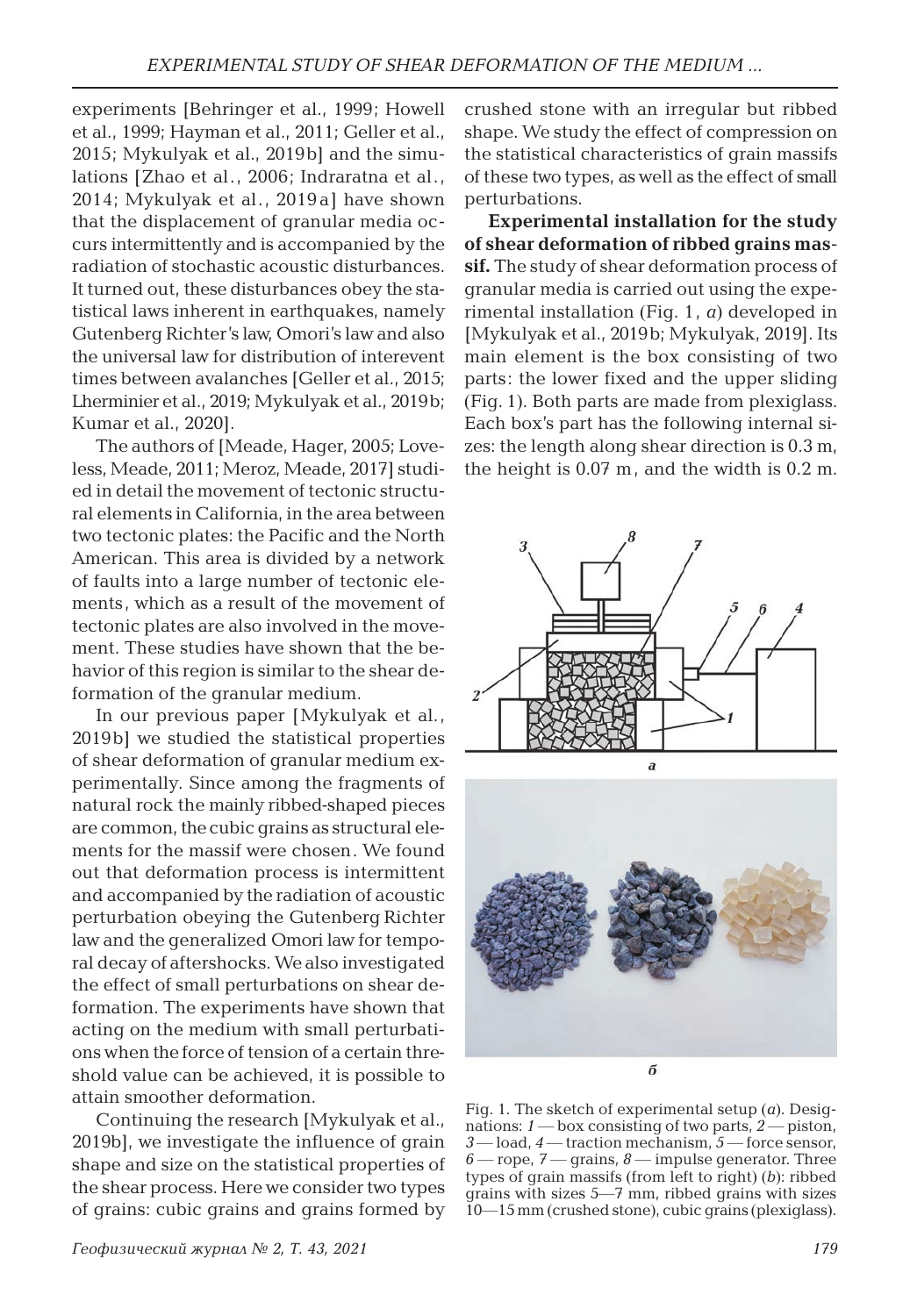experiments [Behringer et al., 1999; Howell et al., 1999; Hayman et al., 2011; Geller et al., 2015; Mykulyak et al., 2019b] and the simulations [Zhao et al., 2006; Indraratna et al., 2014; Mykulyak et al., 2019a] have shown that the displacement of granular media occurs intermittently and is accompanied by the radiation of stochastic acoustic disturbances. It turned out, these disturbances obey the statistical laws inherent in earthquakes, namely Gutenberg Richter's law, Omori's law and also the universal law for distribution of interevent times between avalanches [Geller et al., 2015; Lherminier et al., 2019; Mykulyak et al., 2019b; Kumar et al., 2020].

The authors of [Meade, Hager, 2005; Loveless, Meade, 2011; Meroz, Meade, 2017] studied in detail the movement of tectonic structural elements in California, in the area between two tectonic plates: the Pacific and the North American. This area is divided by a network of faults into a large number of tectonic elements, which as a result of the movement of tectonic plates are also involved in the movement. These studies have shown that the behavior of this region is similar to the shear deformation of the granular medium.

In our previous paper [Mykulyak et al., 2019b] we studied the statistical properties of shear deformation of granular medium experimentally. Since among the fragments of natural rock the mainly ribbed-shaped pieces are common, the cubic grains as structural elements for the massif were chosen. We found out that deformation process is intermittent and accompanied by the radiation of acoustic perturbation obeying the Gutenberg Richter law and the generalized Omori law for temporal decay of aftershocks. We also investigated the effect of small perturbations on shear deformation. The experiments have shown that acting on the medium with small perturbations when the force of tension of a certain threshold value can be achieved, it is possible to attain smoother deformation.

Continuing the research [Mykulyak et al., 2019b], we investigate the influence of grain shape and size on the statistical properties of the shear process. Here we consider two types of grains: cubic grains and grains formed by crushed stone with an irregular but ribbed shape. We study the effect of compression on the statistical characteristics of grain massifs of these two types, as well as the effect of small perturbations.

**Experimental installation for the study of shear deformation of ribbed grains massif.** The study of shear deformation process of granular media is carried out using the experimental installation (Fig. 1, *a*) developed in [Mykulyak et al., 2019b; Mykulyak, 2019]. Its main element is the box consisting of two parts: the lower fixed and the upper sliding (Fig. 1). Both parts are made from plexiglass. Each box's part has the following internal sizes: the length along shear direction is 0.3 m, the height is 0.07 m, and the width is 0.2 m.

Fig. 1. The sketch of experimental setup (*a*). Designations: *1* — box consisting of two parts, *2* — piston, *3* — load, *4* — traction mechanism, *5* — force sensor, *6* — rope, *7* — grains, *8* — impulse generator. Three types of grain massifs (from left to right) (*b*): ribbed grains with sizes 5—7 mm, ribbed grains with sizes 10—15 mm (crushed stone), cubic grains (plexiglass).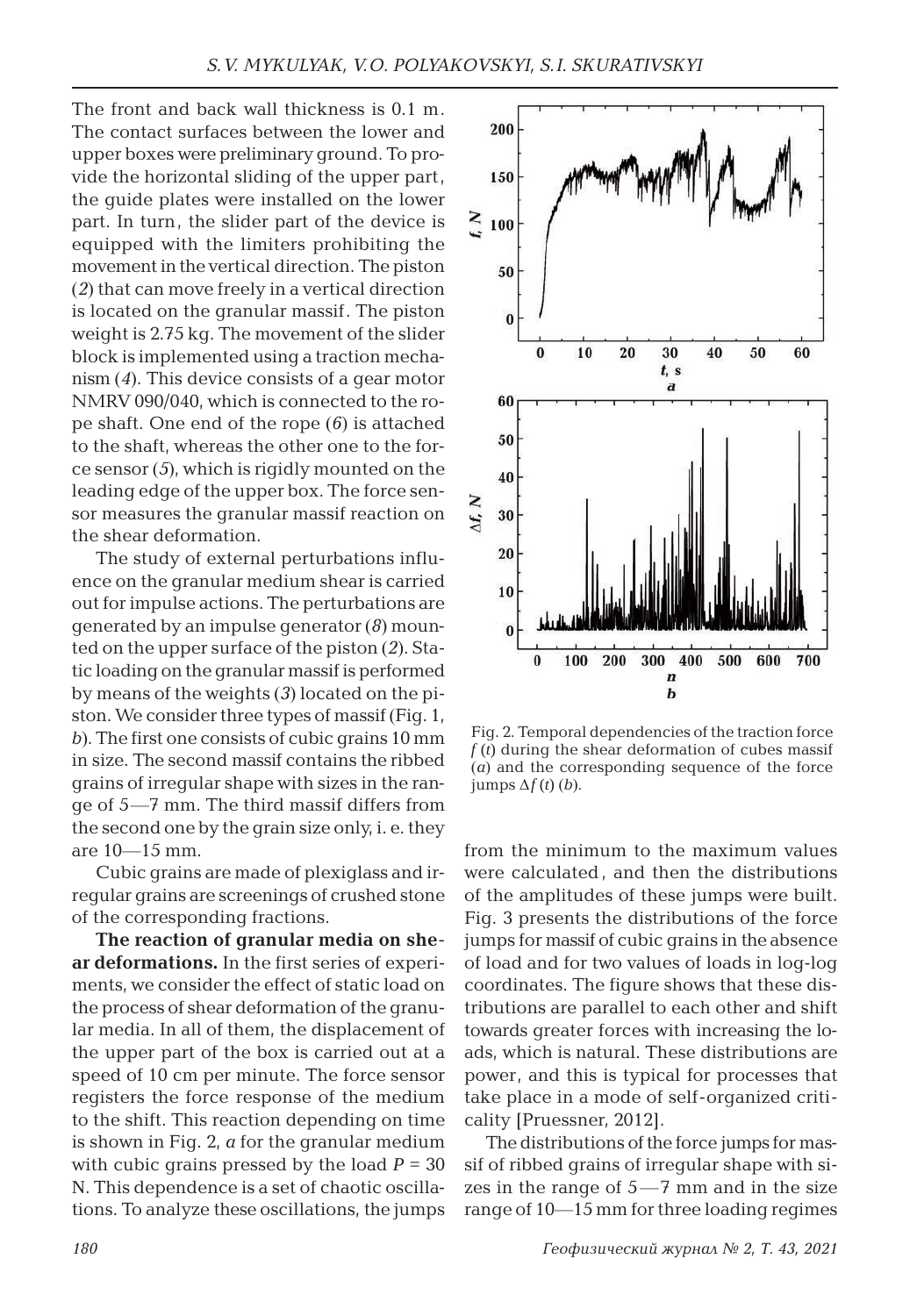The front and back wall thickness is 0.1 m. The contact surfaces between the lower and upper boxes were preliminary ground. To provide the horizontal sliding of the upper part, the guide plates were installed on the lower part. In turn, the slider part of the device is equipped with the limiters prohibiting the movement in the vertical direction. The piston (*2*) that can move freely in a vertical direction is located on the granular massif. The piston weight is 2.75 kg. The movement of the slider block is implemented using a traction mechanism (*4*). This device consists of a gear motor NMRV 090/040, which is connected to the rope shaft. One end of the rope (*6*) is attached to the shaft, whereas the other one to the force sensor (*5*), which is rigidly mounted on the leading edge of the upper box. The force sensor measures the granular massif reaction on the shear deformation.

The study of external perturbations influence on the granular medium shear is carried out for impulse actions. The perturbations are generated by an impulse generator (*8*) mounted on the upper surface of the piston (*2*). Static loading on the granular massif is performed by means of the weights (*3*) located on the piston. We consider three types of massif (Fig. 1, *b*). The first one consists of cubic grains 10 mm in size. The second massif contains the ribbed grains of irregular shape with sizes in the range of 5—7 mm. The third massif differs from the second one by the grain size only, i. e. they are 10—15 mm.

Cubic grains are made of plexiglass and irregular grains are screenings of crushed stone of the corresponding fractions.

**The reaction of granular media on shear deformations.** In the first series of experiments, we consider the effect of static load on the process of shear deformation of the granular media. In all of them, the displacement of the upper part of the box is carried out at a speed of 10 cm per minute. The force sensor registers the force response of the medium to the shift. This reaction depending on time is shown in Fig. 2, *a* for the granular medium with cubic grains pressed by the load $P = 30$ N. This dependence is a set of chaotic oscillations. To analyze these oscillations, the jumps from the minimum to the maximum values were calculated, and then the distributions of the amplitudes of these jumps were built. Fig. 3 presents the distributions of the force jumps for massif of cubic grains in the absence of load and for two values of loads in log-log coordinates. The figure shows that these distributions are parallel to each other and shift towards greater forces with increasing the loads, which is natural. These distributions are power, and this is typical for processes that take place in a mode of self-organized criticality [Pruessner, 2012].

Fig. 2. Temporal dependencies of the traction force $f(t)$ during the shear deformation of cubes massif (*a*) and the corresponding sequence of the force jumps $\Delta f(t)$ (*b*).

The distributions of the force jumps for massif of ribbed grains of irregular shape with sizes in the range of 5—7 mm and in the size range of 10—15 mm for three loading regimes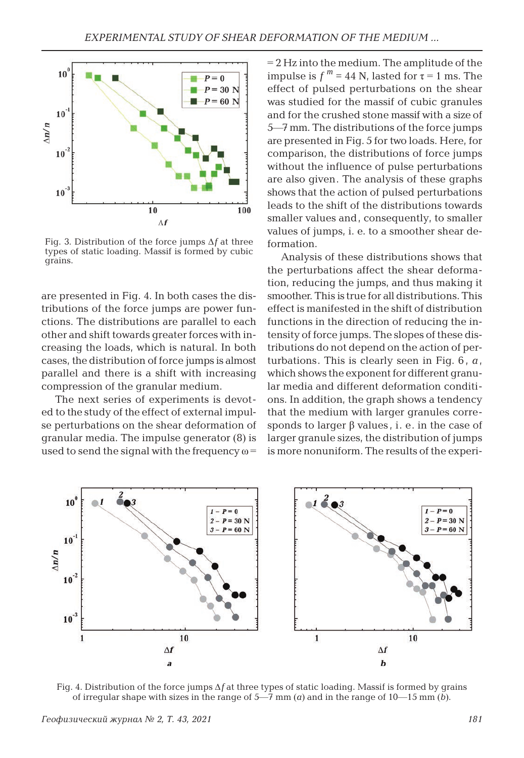Fig. 3. Distribution of the force jumps $\Delta f$ at three types of static loading. Massif is formed by cubic grains.

are presented in Fig. 4. In both cases the distributions of the force jumps are power functions. The distributions are parallel to each other and shift towards greater forces with increasing the loads, which is natural. In both cases, the distribution of force jumps is almost parallel and there is a shift with increasing compression of the granular medium.

The next series of experiments is devoted to the study of the effect of external impulse perturbations on the shear deformation of granular media. The impulse generator (8) is used to send the signal with the frequency $\omega$ = 2 Hz into the medium. The amplitude of the impulse is $f^m$ = 44 N, lasted for $\tau$ = 1 ms. The effect of pulsed perturbations on the shear was studied for the massif of cubic granules and for the crushed stone massif with a size of 5—7 mm. The distributions of the force jumps are presented in Fig. 5 for two loads. Here, for comparison, the distributions of force jumps without the influence of pulse perturbations are also given. The analysis of these graphs shows that the action of pulsed perturbations leads to the shift of the distributions towards smaller values and, consequently, to smaller values of jumps, i. e. to a smoother shear deformation.

Analysis of these distributions shows that the perturbations affect the shear deformation, reducing the jumps, and thus making it smoother. This is true for all distributions. This effect is manifested in the shift of distribution functions in the direction of reducing the intensity of force jumps. The slopes of these distributions do not depend on the action of perturbations. This is clearly seen in Fig. 6, *a*, which shows the exponent for different granular media and different deformation conditions. In addition, the graph shows a tendency that the medium with larger granules corresponds to larger $\beta$ values, i. e. in the case of larger granule sizes, the distribution of jumps is more nonuniform. The results of the experi-

Fig. 4. Distribution of the force jumps $\Delta f$ at three types of static loading. Massif is formed by grains of irregular shape with sizes in the range of 5—7 mm (*a*) and in the range of 10—15 mm (*b*).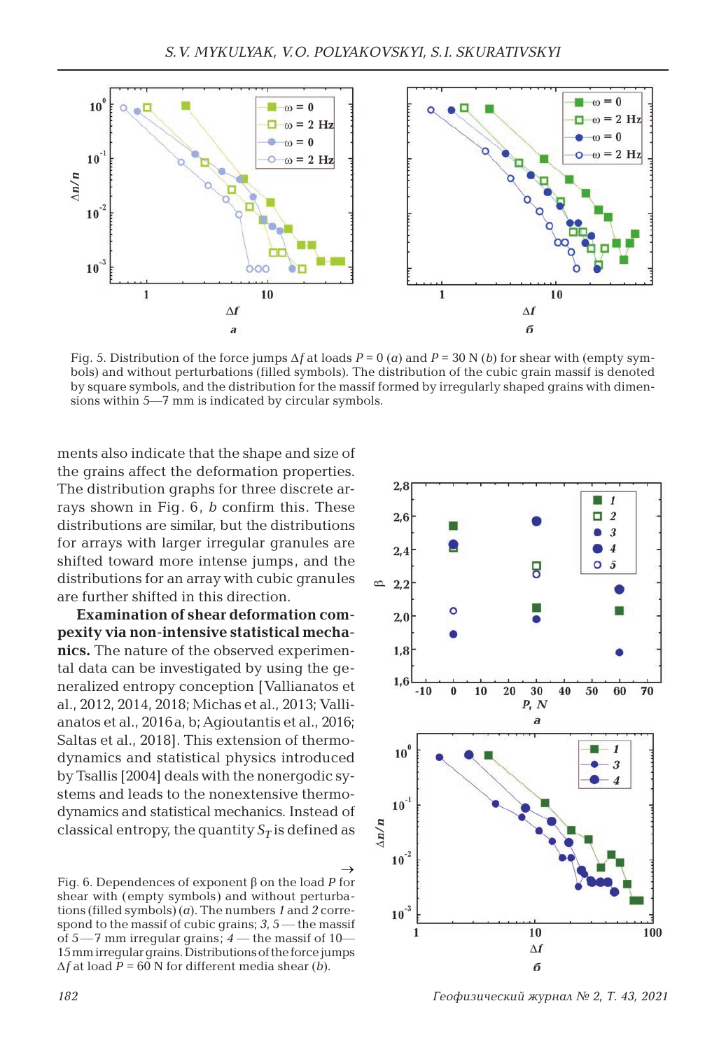Fig. 5. Distribution of the force jumps $\Delta f$ at loads $P = 0$ (*a*) and $P = 30$ N (*b*) for shear with (empty symbols) and without perturbations (filled symbols). The distribution of the cubic grain massif is denoted by square symbols, and the distribution for the massif formed by irregularly shaped grains with dimensions within 5—7 mm is indicated by circular symbols.

ments also indicate that the shape and size of the grains affect the deformation properties. The distribution graphs for three discrete arrays shown in Fig. 6, *b* confirm this. These distributions are similar, but the distributions for arrays with larger irregular granules are shifted toward more intense jumps, and the distributions for an array with cubic granules are further shifted in this direction.

**Examination of shear deformation compexity via non-intensive statistical mechanics.** The nature of the observed experimental data can be investigated by using the generalized entropy conception [Vallianatos et al., 2012, 2014, 2018; Michas et al., 2013; Vallianatos et al., 2016 a, b; Agioutantis et al., 2016; Saltas et al., 2018]. This extension of thermodynamics and statistical physics introduced by Tsallis [2004] deals with the nonergodic systems and leads to the nonextensive thermodynamics and statistical mechanics. Instead of classical entropy, the quantity $S_T$ is defined as

Fig. 6. Dependences of exponent $\beta$ on the load $P$ for shear with (empty symbols) and without perturbations (filled symbols) (*a*). The numbers *1* and *2* correspond to the massif of cubic grains; *3*, *5* — the massif of 5—7 mm irregular grains; *4* — the massif of 10—15 mm irregular grains. Distributions of the force jumps $\Delta f$ at load $P = 60$ N for different media shear (*b*).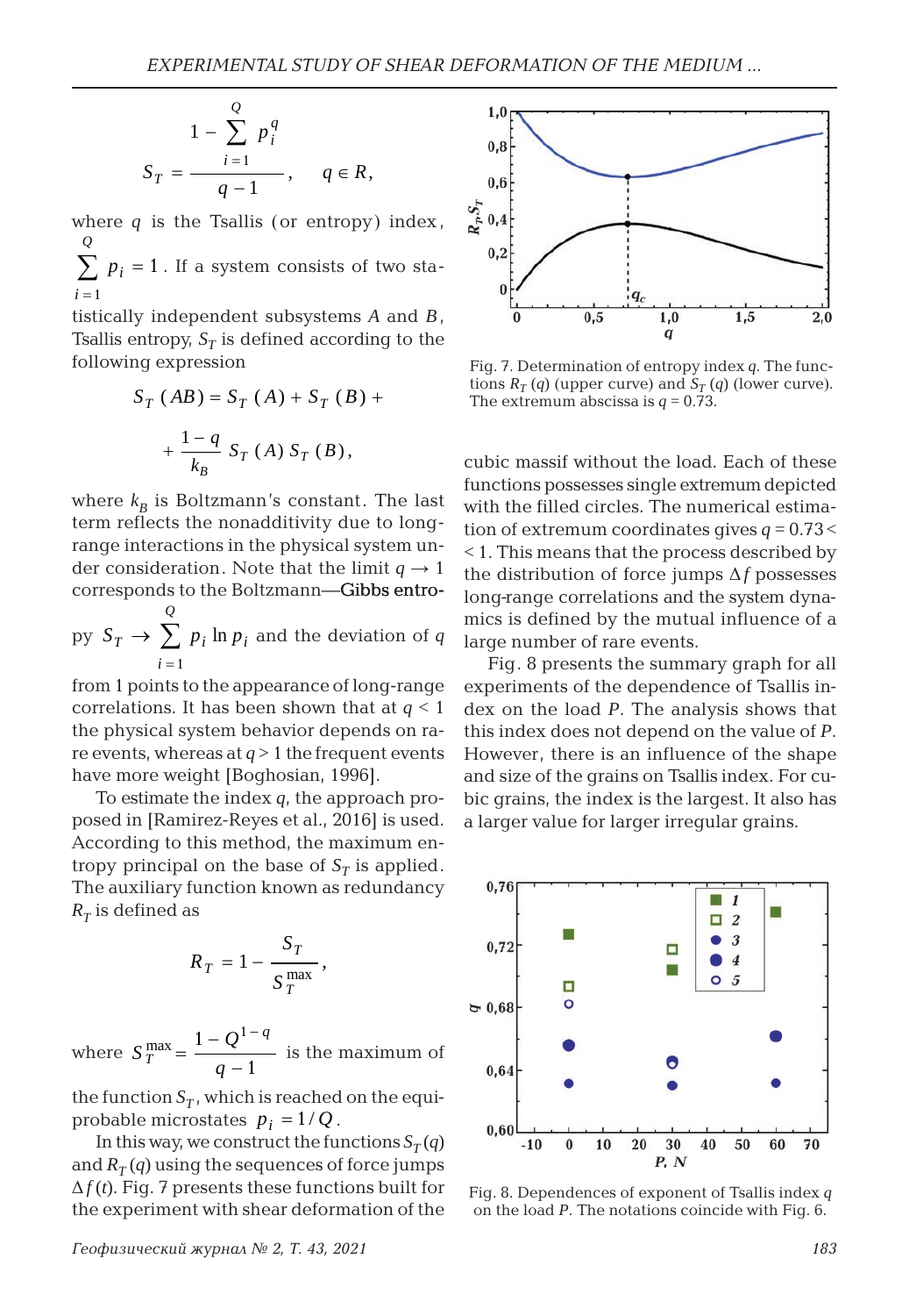$$S_T = \frac{1 - \sum_{i=1}^{Q} p_i^q}{q - 1}, \quad q \in R,$$

where $q$ is the Tsallis (or entropy) index, $\sum_{i=1}^{Q} p_i = 1$. If a system consists of two statistically independent subsystems $A$ and $B$, Tsallis entropy, $S_T$ is defined according to the following expression

$$S_T(AB) = S_T(A) + S_T(B) + \frac{1-q}{k_B} S_T(A) S_T(B),$$

where $k_B$ is Boltzmann's constant. The last term reflects the nonadditivity due to long-range interactions in the physical system under consideration. Note that the limit $q \to 1$ corresponds to the Boltzmann—Gibbs entropy $S_T \to \sum_{i=1}^{Q} p_i \ln p_i$ and the deviation of $q$ from 1 points to the appearance of long-range correlations. It has been shown that at $q < 1$ the physical system behavior depends on rare events, whereas at $q > 1$ the frequent events have more weight [Boghosian, 1996].

To estimate the index $q$, the approach proposed in [Ramirez-Reyes et al., 2016] is used. According to this method, the maximum entropy principal on the base of $S_T$ is applied. The auxiliary function known as redundancy $R_T$ is defined as

$$R_T = 1 - \frac{S_T}{S_T^{\max}},$$

where $S_T^{\max} = \frac{1 - Q^{1-q}}{q - 1}$ is the maximum of the function $S_T$, which is reached on the equiprobable microstates $p_i = 1/Q$.

In this way, we construct the functions $S_T(q)$ and $R_T(q)$ using the sequences of force jumps $\Delta f(t)$. Fig. 7 presents these functions built for the experiment with shear deformation of the cubic massif without the load. Each of these functions possesses single extremum depicted with the filled circles. The numerical estimation of extremum coordinates gives $q = 0.73 < 1$. This means that the process described by the distribution of force jumps $\Delta f$ possesses long-range correlations and the system dynamics is defined by the mutual influence of a large number of rare events.

Fig. 7. Determination of entropy index $q$. The functions $R_T(q)$ (upper curve) and $S_T(q)$ (lower curve). The extremum abscissa is $q = 0.73$.

Fig. 8 presents the summary graph for all experiments of the dependence of Tsallis index on the load $P$. The analysis shows that this index does not depend on the value of $P$. However, there is an influence of the shape and size of the grains on Tsallis index. For cubic grains, the index is the largest. It also has a larger value for larger irregular grains.

Fig. 8. Dependences of exponent of Tsallis index $q$ on the load $P$. The notations coincide with Fig. 6.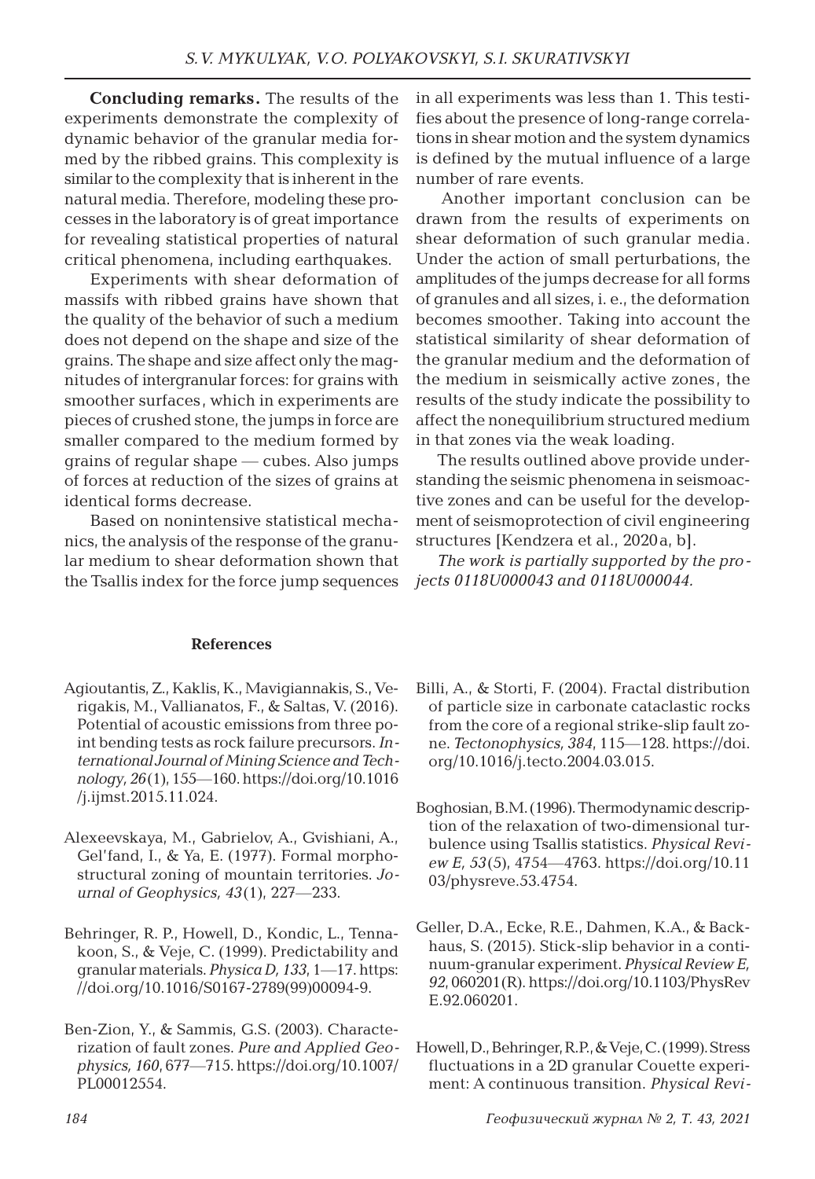**Concluding remarks.** The results of the experiments demonstrate the complexity of dynamic behavior of the granular media formed by the ribbed grains. This complexity is similar to the complexity that is inherent in the natural media. Therefore, modeling these processes in the laboratory is of great importance for revealing statistical properties of natural critical phenomena, including earthquakes.

Experiments with shear deformation of massifs with ribbed grains have shown that the quality of the behavior of such a medium does not depend on the shape and size of the grains. The shape and size affect only the magnitudes of intergranular forces: for grains with smoother surfaces, which in experiments are pieces of crushed stone, the jumps in force are smaller compared to the medium formed by grains of regular shape — cubes. Also jumps of forces at reduction of the sizes of grains at identical forms decrease.

Based on nonintensive statistical mechanics, the analysis of the response of the granular medium to shear deformation shown that the Tsallis index for the force jump sequences in all experiments was less than 1. This testifies about the presence of long-range correlations in shear motion and the system dynamics is defined by the mutual influence of a large number of rare events.

Another important conclusion can be drawn from the results of experiments on shear deformation of such granular media. Under the action of small perturbations, the amplitudes of the jumps decrease for all forms of granules and all sizes, i. e., the deformation becomes smoother. Taking into account the statistical similarity of shear deformation of the granular medium and the deformation of the medium in seismically active zones, the results of the study indicate the possibility to affect the nonequilibrium structured medium in that zones via the weak loading.

The results outlined above provide understanding the seismic phenomena in seismoactive zones and can be useful for the development of seismoprotection of civil engineering structures [Kendzera et al., 2020a, b].

*The work is partially supported by the projects 0118U000043 and 0118U000044.*

### References

Agioutantis, Z., Kaklis, K., Mavigiannakis, S., Verigakis, M., Vallianatos, F., & Saltas, V. (2016). Potential of acoustic emissions from three point bending tests as rock failure precursors. *International Journal of Mining Science and Technology, 26*(1), 155—160. https://doi.org/10.1016/j.ijmst.2015.11.024.

Alexeevskaya, M., Gabrielov, A., Gvishiani, A., Gel'fand, I., & Ya, E. (1977). Formal morphostructural zoning of mountain territories. *Journal of Geophysics, 43*(1), 227—233.

Behringer, R. P., Howell, D., Kondic, L., Tennakoon, S., & Veje, C. (1999). Predictability and granular materials. *Physica D, 133*, 1—17. https://doi.org/10.1016/S0167-2789(99)00094-9.

Ben-Zion, Y., & Sammis, G.S. (2003). Characterization of fault zones. *Pure and Applied Geophysics, 160*, 677—715. https://doi.org/10.1007/PL00012554.

Billi, A., & Storti, F. (2004). Fractal distribution of particle size in carbonate cataclastic rocks from the core of a regional strike-slip fault zone. *Tectonophysics, 384*, 115—128. https://doi.org/10.1016/j.tecto.2004.03.015.

Boghosian, B.M. (1996). Thermodynamic description of the relaxation of two-dimensional turbulence using Tsallis statistics. *Physical Review E, 53*(5), 4754—4763. https://doi.org/10.1103/physreve.53.4754.

Geller, D.A., Ecke, R.E., Dahmen, K.A., & Backhaus, S. (2015). Stick-slip behavior in a continuum-granular experiment. *Physical Review E, 92*, 060201(R). https://doi.org/10.1103/PhysRevE.92.060201.

Howell, D., Behringer, R.P., & Veje, C. (1999). Stress fluctuations in a 2D granular Couette experiment: A continuous transition. *Physical Revi-*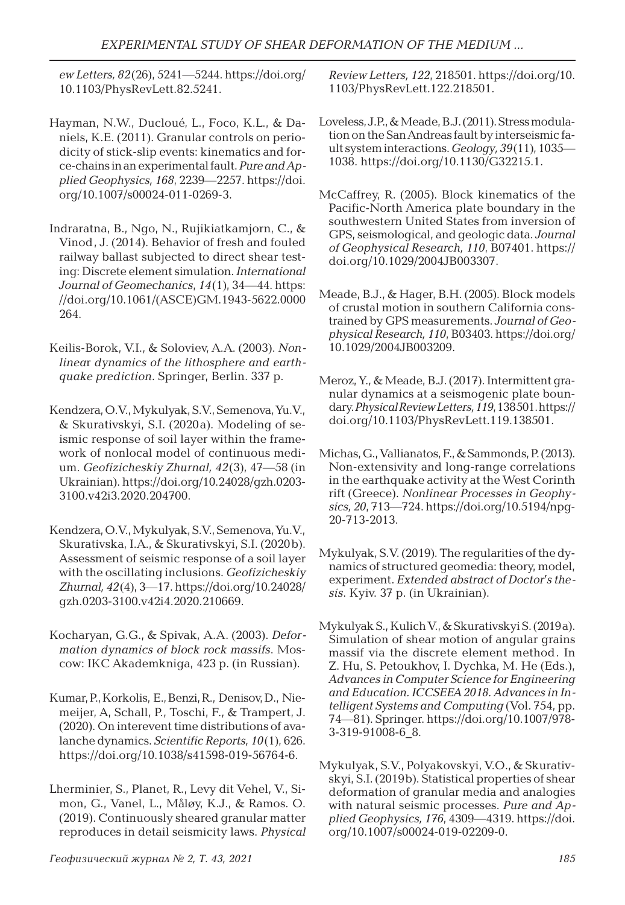*ew Letters, 82*(26), 5241—5244. https://doi.org/10.1103/PhysRevLett.82.5241.

Hayman, N.W., Ducloué, L., Foco, K.L., & Daniels, K.E. (2011). Granular controls on periodicity of stick-slip events: kinematics and force-chains in an experimental fault. *Pure and Applied Geophysics, 168*, 2239—2257. https://doi.org/10.1007/s00024-011-0269-3.

Indraratna, B., Ngo, N., Rujikiatkamjorn, C., & Vinod, J. (2014). Behavior of fresh and fouled railway ballast subjected to direct shear testing: Discrete element simulation. *International Journal of Geomechanics*, *14*(1), 34—44. https://doi.org/10.1061/(ASCE)GM.1943-5622.0000264.

Keilis-Borok, V.I., & Soloviev, A.A. (2003). *Nonlinear dynamics of the lithosphere and earthquake prediction*. Springer, Berlin. 337 p.

Kendzera, O.V., Mykulyak, S.V., Semenova, Yu.V., & Skurativskyi, S.I. (2020a). Modeling of seismic response of soil layer within the framework of nonlocal model of continuous medium. *Geofizicheskiy Zhurnal, 42*(3), 47—58 (in Ukrainian). https://doi.org/10.24028/gzh.0203-3100.v42i3.2020.204700.

Kendzera, O.V., Mykulyak, S.V., Semenova, Yu.V., Skurativska, I.A., & Skurativskyi, S.I. (2020b). Assessment of seismic response of a soil layer with the oscillating inclusions. *Geofizicheskiy Zhurnal, 42*(4), 3—17. https://doi.org/10.24028/gzh.0203-3100.v42i4.2020.210669.

Kocharyan, G.G., & Spivak, A.A. (2003). *Deformation dynamics of block rock massifs*. Moscow: IKC Akademkniga, 423 p. (in Russian).

Kumar, P., Korkolis, E., Benzi, R., Denisov, D., Niemeijer, A, Schall, P., Toschi, F., & Trampert, J. (2020). On interevent time distributions of avalanche dynamics. *Scientific Reports, 10*(1), 626. https://doi.org/10.1038/s41598-019-56764-6.

Lherminier, S., Planet, R., Levy dit Vehel, V., Simon, G., Vanel, L., Måløy, K.J., & Ramos. O. (2019). Continuously sheared granular matter reproduces in detail seismicity laws. *Physical Review Letters, 122*, 218501. https://doi.org/10.1103/PhysRevLett.122.218501.

Loveless, J.P., & Meade, B.J. (2011). Stress modulation on the San Andreas fault by interseismic fault system interactions. *Geology*, *39*(11), 1035—1038. https://doi.org/10.1130/G32215.1.

McCaffrey, R. (2005). Block kinematics of the Pacific-North America plate boundary in the southwestern United States from inversion of GPS, seismological, and geologic data. *Journal of Geophysical Research, 110*, B07401. https://doi.org/10.1029/2004JB003307.

Meade, B.J., & Hager, B.H. (2005). Block models of crustal motion in southern California constrained by GPS measurements. *Journal of Geophysical Research, 110*, B03403. https://doi.org/10.1029/2004JB003209.

Meroz, Y., & Meade, B.J. (2017). Intermittent granular dynamics at a seismogenic plate boundary. *Physical Review Letters, 119*, 138501. https://doi.org/10.1103/PhysRevLett.119.138501.

Michas, G., Vallianatos, F., & Sammonds, P. (2013). Non-extensivity and long-range correlations in the earthquake activity at the West Corinth rift (Greece). *Nonlinear Processes in Geophysics, 20*, 713—724. https://doi.org/10.5194/npg-20-713-2013.

Mykulyak, S.V. (2019). The regularities of the dynamics of structured geomedia: theory, model, experiment. *Extended abstract of Doctor's thesis*. Kyiv. 37 p. (in Ukrainian).

Mykulyak S., Kulich V., & Skurativskyi S. (2019a). Simulation of shear motion of angular grains massif via the discrete element method. In Z. Hu, S. Petoukhov, I. Dychka, M. He (Eds.), *Advances in Computer Science for Engineering and Education. ICCSEEA 2018. Advances in Intelligent Systems and Computing* (Vol. 754, pp. 74—81). Springer. https://doi.org/10.1007/978-3-319-91008-6_8.

Mykulyak, S.V., Polyakovskyi, V.O., & Skurativskyi, S.I. (2019b). Statistical properties of shear deformation of granular media and analogies with natural seismic processes. *Pure and Applied Geophysics, 176*, 4309—4319. https://doi.org/10.1007/s00024-019-02209-0.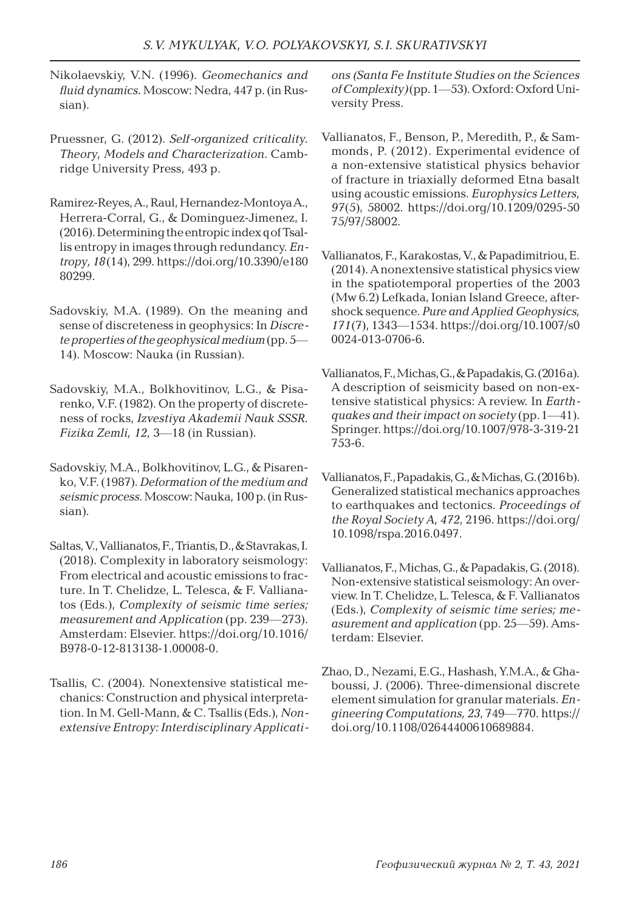Nikolaevskiy, V.N. (1996). *Geomechanics and fluid dynamics*. Moscow: Nedra, 447 p. (in Russian).

Pruessner, G. (2012). *Self-organized criticality. Theory, Models and Characterization*. Cambridge University Press, 493 p.

Ramirez-Reyes, A., Raul, Hernandez-Montoya A., Herrera-Corral, G., & Dominguez-Jimenez, I. (2016). Determining the entropic index q of Tsallis entropy in images through redundancy. *Entropy, 18*(14), 299. https://doi.org/10.3390/e18080299.

Sadovskiy, M.A. (1989). On the meaning and sense of discreteness in geophysics: In *Discrete properties of the geophysical medium* (pp. 5—14). Moscow: Nauka (in Russian).

Sadovskiy, M.A., Bolkhovitinov, L.G., & Pisarenko, V.F. (1982). On the property of discreteness of rocks, *Izvestiya Akademii Nauk SSSR. Fizika Zemli, 12*, 3—18 (in Russian).

Sadovskiy, M.A., Bolkhovitinov, L.G., & Pisarenko, V.F. (1987). *Deformation of the medium and seismic process*. Moscow: Nauka, 100 p. (in Russian).

Saltas, V., Vallianatos, F., Triantis, D., & Stavrakas, I. (2018). Complexity in laboratory seismology: From electrical and acoustic emissions to fracture. In T. Chelidze, L. Telesca, & F. Vallianatos (Eds.), *Complexity of seismic time series; measurement and Application* (pp. 239—273). Amsterdam: Elsevier. https://doi.org/10.1016/B978-0-12-813138-1.00008-0.

Tsallis, C. (2004). Nonextensive statistical mechanics: Construction and physical interpretation. In M. Gell-Mann, & C. Tsallis (Eds.), *Nonextensive Entropy: Interdisciplinary Applications (Santa Fe Institute Studies on the Sciences of Complexity)* (pp. 1—53). Oxford: Oxford University Press.

Vallianatos, F., Benson, P., Meredith, P., & Sammonds, P. (2012). Experimental evidence of a non-extensive statistical physics behavior of fracture in triaxially deformed Etna basalt using acoustic emissions. *Europhysics Letters, 97*(5), 58002. https://doi.org/10.1209/0295-5075/97/58002.

Vallianatos, F., Karakostas, V., & Papadimitriou, E. (2014). A nonextensive statistical physics view in the spatiotemporal properties of the 2003 (Mw 6.2) Lefkada, Ionian Island Greece, aftershock sequence. *Pure and Applied Geophysics, 171*(7), 1343—1534. https://doi.org/10.1007/s00024-013-0706-6.

Vallianatos, F., Michas, G., & Papadakis, G. (2016a). A description of seismicity based on non-extensive statistical physics: A review. In *Earthquakes and their impact on society* (pp. 1—41). Springer. https://doi.org/10.1007/978-3-319-21753-6.

Vallianatos, F., Papadakis, G., & Michas, G. (2016b). Generalized statistical mechanics approaches to earthquakes and tectonics. *Proceedings of the Royal Society A, 472*, 2196. https://doi.org/10.1098/rspa.2016.0497.

Vallianatos, F., Michas, G., & Papadakis, G. (2018). Non-extensive statistical seismology: An overview. In T. Chelidze, L. Telesca, & F. Vallianatos (Eds.), *Complexity of seismic time series; measurement and application* (pp. 25—59). Amsterdam: Elsevier.

Zhao, D., Nezami, E.G., Hashash, Y.M.A., & Ghaboussi, J. (2006). Three-dimensional discrete element simulation for granular materials. *Engineering Computations, 23*, 749—770. https://doi.org/10.1108/02644400610689884.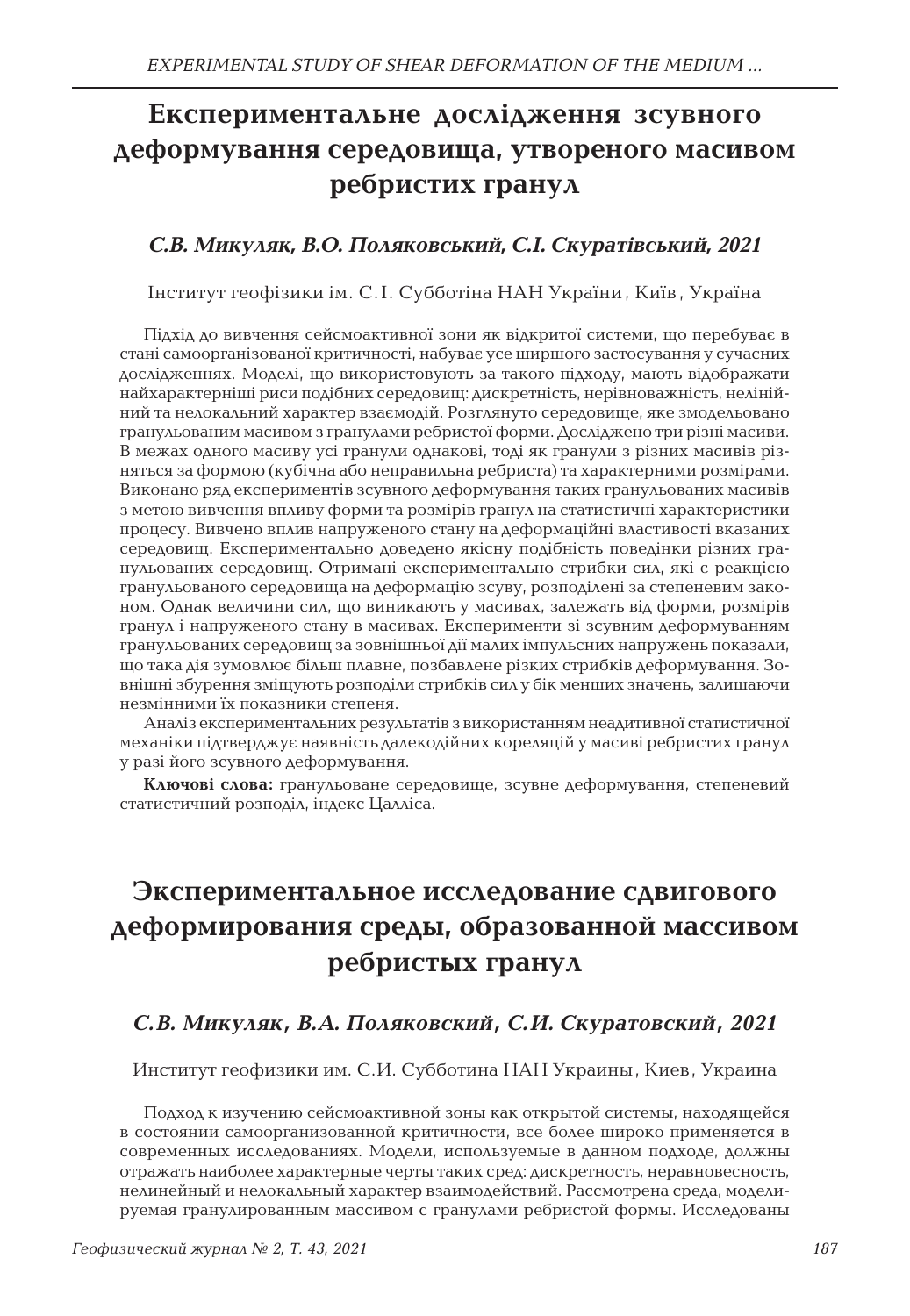# Експериментальне дослідження зсувного деформування середовища, утвореного масивом ребристих гранул

***С.В. Микуляк, В.О. Поляковський, С.І. Скуратівський, 2021***

Інститут геофізики ім. С.І. Субботіна НАН України, Київ, Україна

Підхід до вивчення сейсмоактивної зони як відкритої системи, що перебуває в стані самоорганізованої критичності, набуває усе ширшого застосування у сучасних дослідженнях. Моделі, що використовують за такого підходу, мають відображати найхарактерніші риси подібних середовищ: дискретність, нерівноважність, нелінійний та нелокальний характер взаємодій. Розглянуто середовище, яке змодельовано гранульованим масивом з гранулами ребристої форми. Досліджено три різні масиви. В межах одного масиву усі гранули однакові, тоді як гранули з різних масивів різняться за формою (кубічна або неправильна ребриста) та характерними розмірами. Виконано ряд експериментів зсувного деформування таких гранульованих масивів з метою вивчення впливу форми та розмірів гранул на статистичні характеристики процесу. Вивчено вплив напруженого стану на деформаційні властивості вказаних середовищ. Експериментально доведено якісну подібність поведінки різних гранульованих середовищ. Отримані експериментально стрибки сил, які є реакцією гранульованого середовища на деформацію зсуву, розподілені за степеневим законом. Однак величини сил, що виникають у масивах, залежать від форми, розмірів гранул і напруженого стану в масивах. Експерименти зі зсувним деформуванням гранульованих середовищ за зовнішньої дії малих імпульсних напружень показали, що така дія зумовлює більш плавне, позбавлене різких стрибків деформування. Зовнішні збурення зміщують розподіли стрибків сил у бік менших значень, залишаючи незмінними їх показники степеня.

Аналіз експериментальних результатів з використанням неадитивної статистичної механіки підтверджує наявність далекодійних кореляцій у масиві ребристих гранул у разі його зсувного деформування.

**Ключові слова:** гранульоване середовище, зсувне деформування, степеневий статистичний розподіл, індекс Цалліса.

# Экспериментальное исследование сдвигового деформирования среды, образованной массивом ребристых гранул

***С.В. Микуляк, В.А. Поляковский, С.И. Скуратовский, 2021***

Институт геофизики им. С.И. Субботина НАН Украины, Киев, Украина

Подход к изучению сейсмоактивной зоны как открытой системы, находящейся в состоянии самоорганизованной критичности, все более широко применяется в современных исследованиях. Модели, используемые в данном подходе, должны отражать наиболее характерные черты таких сред: дискретность, неравновесность, нелинейный и нелокальный характер взаимодействий. Рассмотрена среда, моделируемая гранулированным массивом с гранулами ребристой формы. Исследованы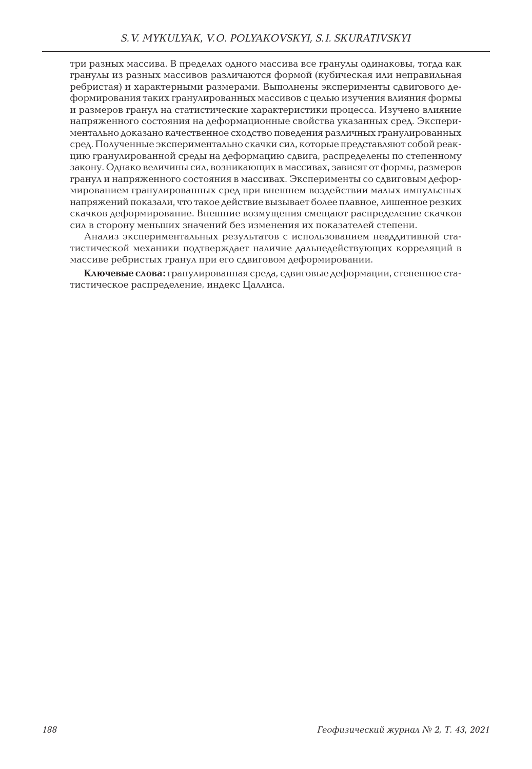три разных массива. В пределах одного массива все гранулы одинаковы, тогда как гранулы из разных массивов различаются формой (кубическая или неправильная ребристая) и характерными размерами. Выполнены эксперименты сдвигового деформирования таких гранулированных массивов с целью изучения влияния формы и размеров гранул на статистические характеристики процесса. Изучено влияние напряженного состояния на деформационные свойства указанных сред. Экспериментально доказано качественное сходство поведения различных гранулированных сред. Полученные экспериментально скачки сил, которые представляют собой реакцию гранулированной среды на деформацию сдвига, распределены по степенному закону. Однако величины сил, возникающих в массивах, зависят от формы, размеров гранул и напряженного состояния в массивах. Эксперименты со сдвиговым деформированием гранулированных сред при внешнем воздействии малых импульсных напряжений показали, что такое действие вызывает более плавное, лишенное резких скачков деформирование. Внешние возмущения смещают распределение скачков сил в сторону меньших значений без изменения их показателей степени.

Анализ экспериментальных результатов с использованием неаддитивной статистической механики подтверждает наличие дальнедействующих корреляций в массиве ребристых гранул при его сдвиговом деформировании.

**Ключевые слова:** гранулированная среда, сдвиговые деформации, степенное статистическое распределение, индекс Цаллиса.